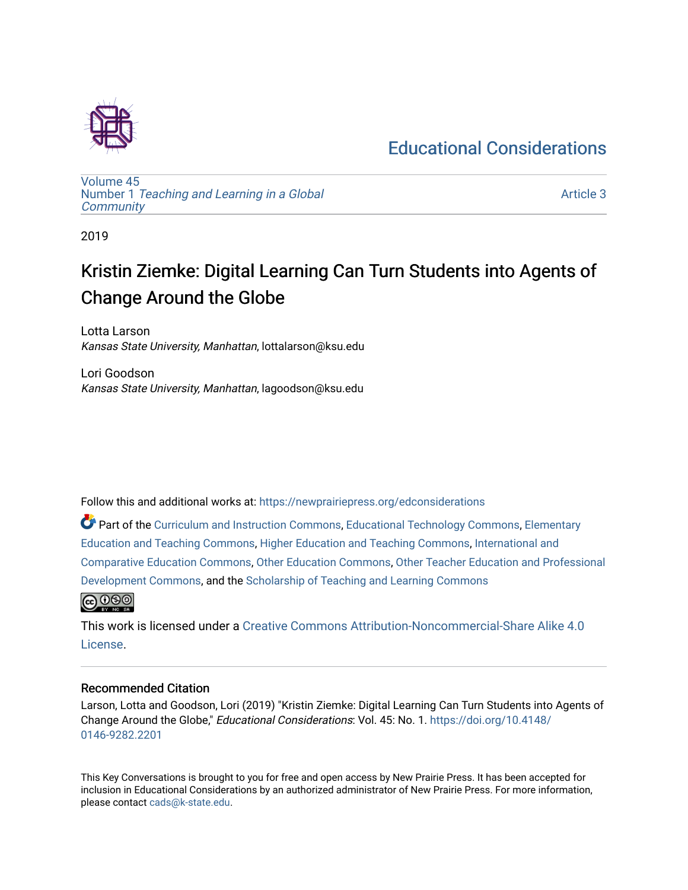Educational Considerations

Volume 45
Number 1 *Teaching and Learning in a Global Community*

Article 3

2019

# Kristin Ziemke: Digital Learning Can Turn Students into Agents of Change Around the Globe

Lotta Larson
*Kansas State University, Manhattan*, lottalarson@ksu.edu

Lori Goodson
*Kansas State University, Manhattan*, lagoodson@ksu.edu

Follow this and additional works at: https://newprairiepress.org/edconsiderations

Part of the Curriculum and Instruction Commons, Educational Technology Commons, Elementary Education and Teaching Commons, Higher Education and Teaching Commons, International and Comparative Education Commons, Other Education Commons, Other Teacher Education and Professional Development Commons, and the Scholarship of Teaching and Learning Commons

This work is licensed under a Creative Commons Attribution-Noncommercial-Share Alike 4.0 License.

## Recommended Citation

Larson, Lotta and Goodson, Lori (2019) "Kristin Ziemke: Digital Learning Can Turn Students into Agents of Change Around the Globe," *Educational Considerations*: Vol. 45: No. 1. https://doi.org/10.4148/0146-9282.2201

This Key Conversations is brought to you for free and open access by New Prairie Press. It has been accepted for inclusion in Educational Considerations by an authorized administrator of New Prairie Press. For more information, please contact cads@k-state.edu.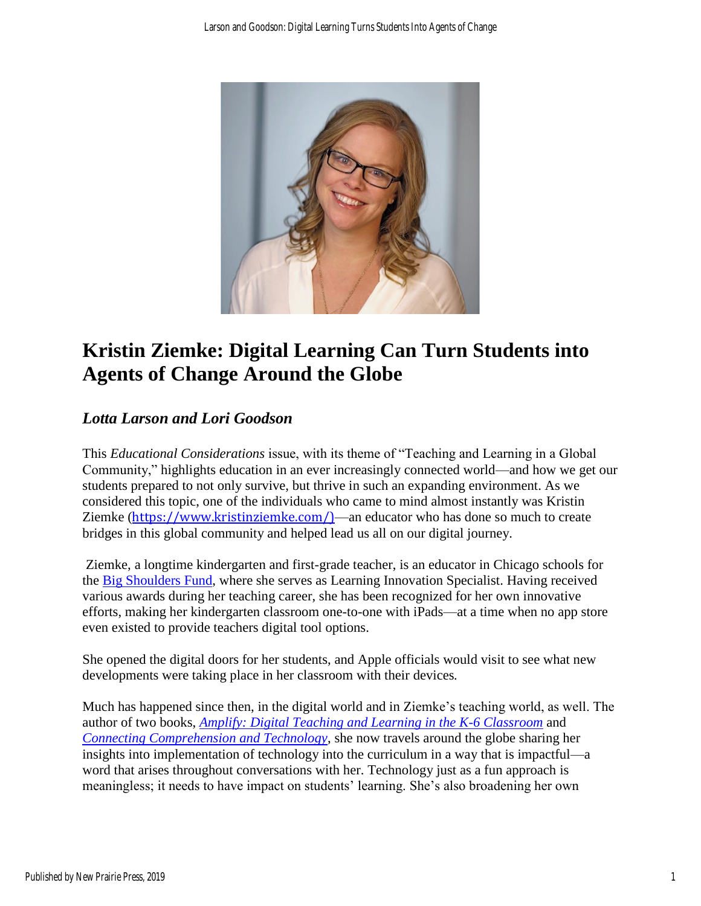# Kristin Ziemke: Digital Learning Can Turn Students into Agents of Change Around the Globe

### *Lotta Larson and Lori Goodson*

This *Educational Considerations* issue, with its theme of "Teaching and Learning in a Global Community," highlights education in an ever increasingly connected world—and how we get our students prepared to not only survive, but thrive in such an expanding environment. As we considered this topic, one of the individuals who came to mind almost instantly was Kristin Ziemke (https://www.kristinziemke.com/)—an educator who has done so much to create bridges in this global community and helped lead us all on our digital journey.

Ziemke, a longtime kindergarten and first-grade teacher, is an educator in Chicago schools for the Big Shoulders Fund, where she serves as Learning Innovation Specialist. Having received various awards during her teaching career, she has been recognized for her own innovative efforts, making her kindergarten classroom one-to-one with iPads—at a time when no app store even existed to provide teachers digital tool options.

She opened the digital doors for her students, and Apple officials would visit to see what new developments were taking place in her classroom with their devices.

Much has happened since then, in the digital world and in Ziemke's teaching world, as well. The author of two books, *Amplify: Digital Teaching and Learning in the K-6 Classroom* and *Connecting Comprehension and Technology*, she now travels around the globe sharing her insights into implementation of technology into the curriculum in a way that is impactful—a word that arises throughout conversations with her. Technology just as a fun approach is meaningless; it needs to have impact on students' learning. She's also broadening her own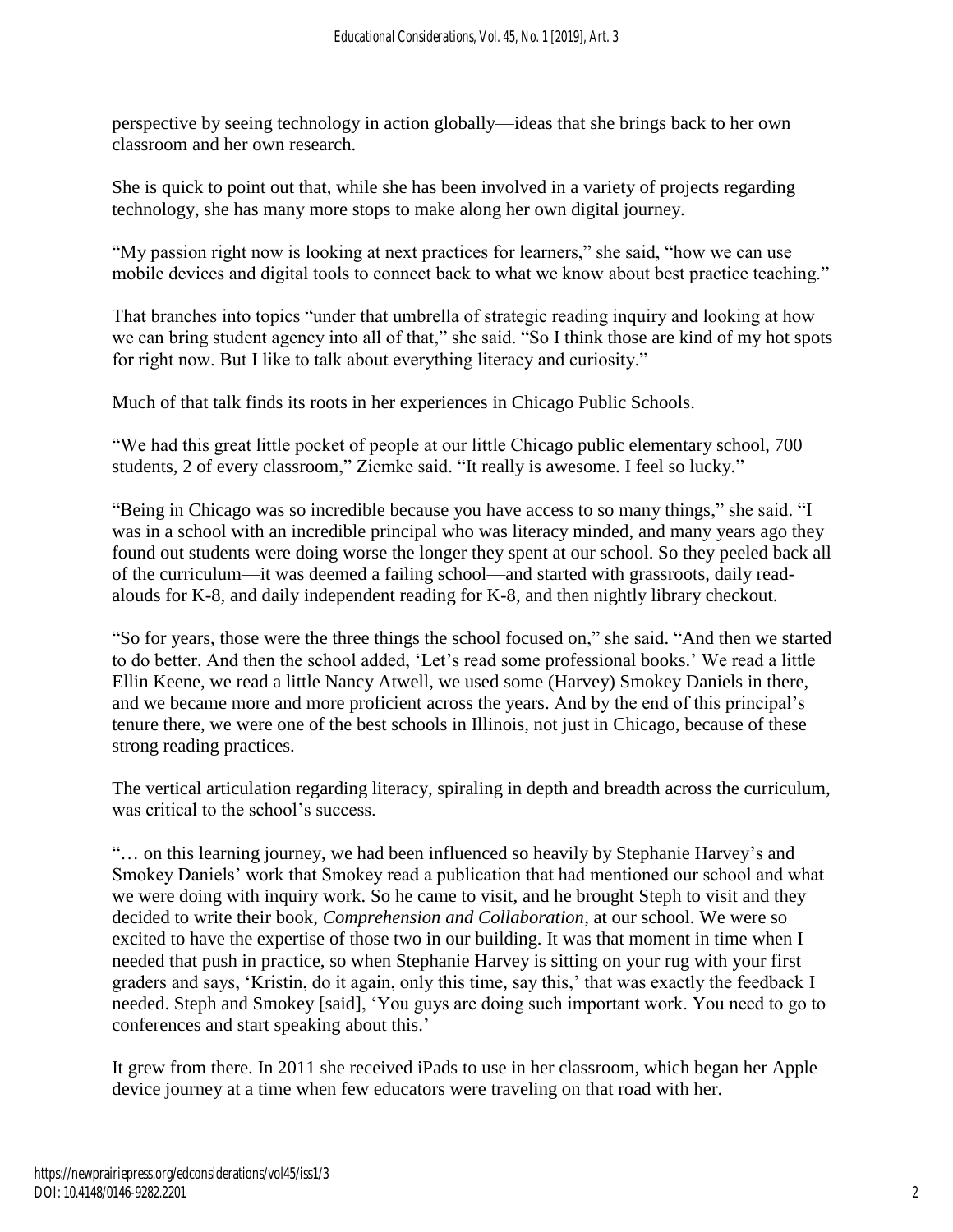perspective by seeing technology in action globally—ideas that she brings back to her own classroom and her own research.

She is quick to point out that, while she has been involved in a variety of projects regarding technology, she has many more stops to make along her own digital journey.

"My passion right now is looking at next practices for learners," she said, "how we can use mobile devices and digital tools to connect back to what we know about best practice teaching."

That branches into topics "under that umbrella of strategic reading inquiry and looking at how we can bring student agency into all of that," she said. "So I think those are kind of my hot spots for right now. But I like to talk about everything literacy and curiosity."

Much of that talk finds its roots in her experiences in Chicago Public Schools.

"We had this great little pocket of people at our little Chicago public elementary school, 700 students, 2 of every classroom," Ziemke said. "It really is awesome. I feel so lucky."

"Being in Chicago was so incredible because you have access to so many things," she said. "I was in a school with an incredible principal who was literacy minded, and many years ago they found out students were doing worse the longer they spent at our school. So they peeled back all of the curriculum—it was deemed a failing school—and started with grassroots, daily read-alouds for K-8, and daily independent reading for K-8, and then nightly library checkout.

"So for years, those were the three things the school focused on," she said. "And then we started to do better. And then the school added, 'Let's read some professional books.' We read a little Ellin Keene, we read a little Nancy Atwell, we used some (Harvey) Smokey Daniels in there, and we became more and more proficient across the years. And by the end of this principal's tenure there, we were one of the best schools in Illinois, not just in Chicago, because of these strong reading practices.

The vertical articulation regarding literacy, spiraling in depth and breadth across the curriculum, was critical to the school's success.

"… on this learning journey, we had been influenced so heavily by Stephanie Harvey's and Smokey Daniels' work that Smokey read a publication that had mentioned our school and what we were doing with inquiry work. So he came to visit, and he brought Steph to visit and they decided to write their book, *Comprehension and Collaboration*, at our school. We were so excited to have the expertise of those two in our building. It was that moment in time when I needed that push in practice, so when Stephanie Harvey is sitting on your rug with your first graders and says, 'Kristin, do it again, only this time, say this,' that was exactly the feedback I needed. Steph and Smokey [said], 'You guys are doing such important work. You need to go to conferences and start speaking about this.'

It grew from there. In 2011 she received iPads to use in her classroom, which began her Apple device journey at a time when few educators were traveling on that road with her.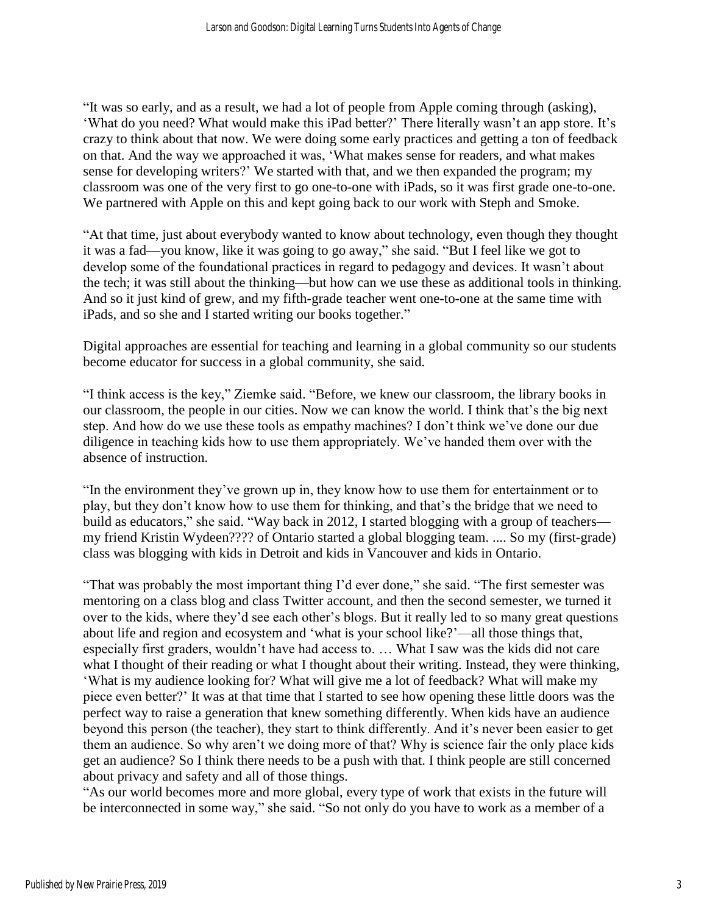"It was so early, and as a result, we had a lot of people from Apple coming through (asking), 'What do you need? What would make this iPad better?' There literally wasn't an app store. It's crazy to think about that now. We were doing some early practices and getting a ton of feedback on that. And the way we approached it was, 'What makes sense for readers, and what makes sense for developing writers?' We started with that, and we then expanded the program; my classroom was one of the very first to go one-to-one with iPads, so it was first grade one-to-one. We partnered with Apple on this and kept going back to our work with Steph and Smoke.

"At that time, just about everybody wanted to know about technology, even though they thought it was a fad—you know, like it was going to go away," she said. "But I feel like we got to develop some of the foundational practices in regard to pedagogy and devices. It wasn't about the tech; it was still about the thinking—but how can we use these as additional tools in thinking. And so it just kind of grew, and my fifth-grade teacher went one-to-one at the same time with iPads, and so she and I started writing our books together."

Digital approaches are essential for teaching and learning in a global community so our students become educator for success in a global community, she said.

"I think access is the key," Ziemke said. "Before, we knew our classroom, the library books in our classroom, the people in our cities. Now we can know the world. I think that's the big next step. And how do we use these tools as empathy machines? I don't think we've done our due diligence in teaching kids how to use them appropriately. We've handed them over with the absence of instruction.

"In the environment they've grown up in, they know how to use them for entertainment or to play, but they don't know how to use them for thinking, and that's the bridge that we need to build as educators," she said. "Way back in 2012, I started blogging with a group of teachers—my friend Kristin Wydeen???? of Ontario started a global blogging team. .... So my (first-grade) class was blogging with kids in Detroit and kids in Vancouver and kids in Ontario.

"That was probably the most important thing I'd ever done," she said. "The first semester was mentoring on a class blog and class Twitter account, and then the second semester, we turned it over to the kids, where they'd see each other's blogs. But it really led to so many great questions about life and region and ecosystem and 'what is your school like?'—all those things that, especially first graders, wouldn't have had access to. … What I saw was the kids did not care what I thought of their reading or what I thought about their writing. Instead, they were thinking, 'What is my audience looking for? What will give me a lot of feedback? What will make my piece even better?' It was at that time that I started to see how opening these little doors was the perfect way to raise a generation that knew something differently. When kids have an audience beyond this person (the teacher), they start to think differently. And it's never been easier to get them an audience. So why aren't we doing more of that? Why is science fair the only place kids get an audience? So I think there needs to be a push with that. I think people are still concerned about privacy and safety and all of those things.

"As our world becomes more and more global, every type of work that exists in the future will be interconnected in some way," she said. "So not only do you have to work as a member of a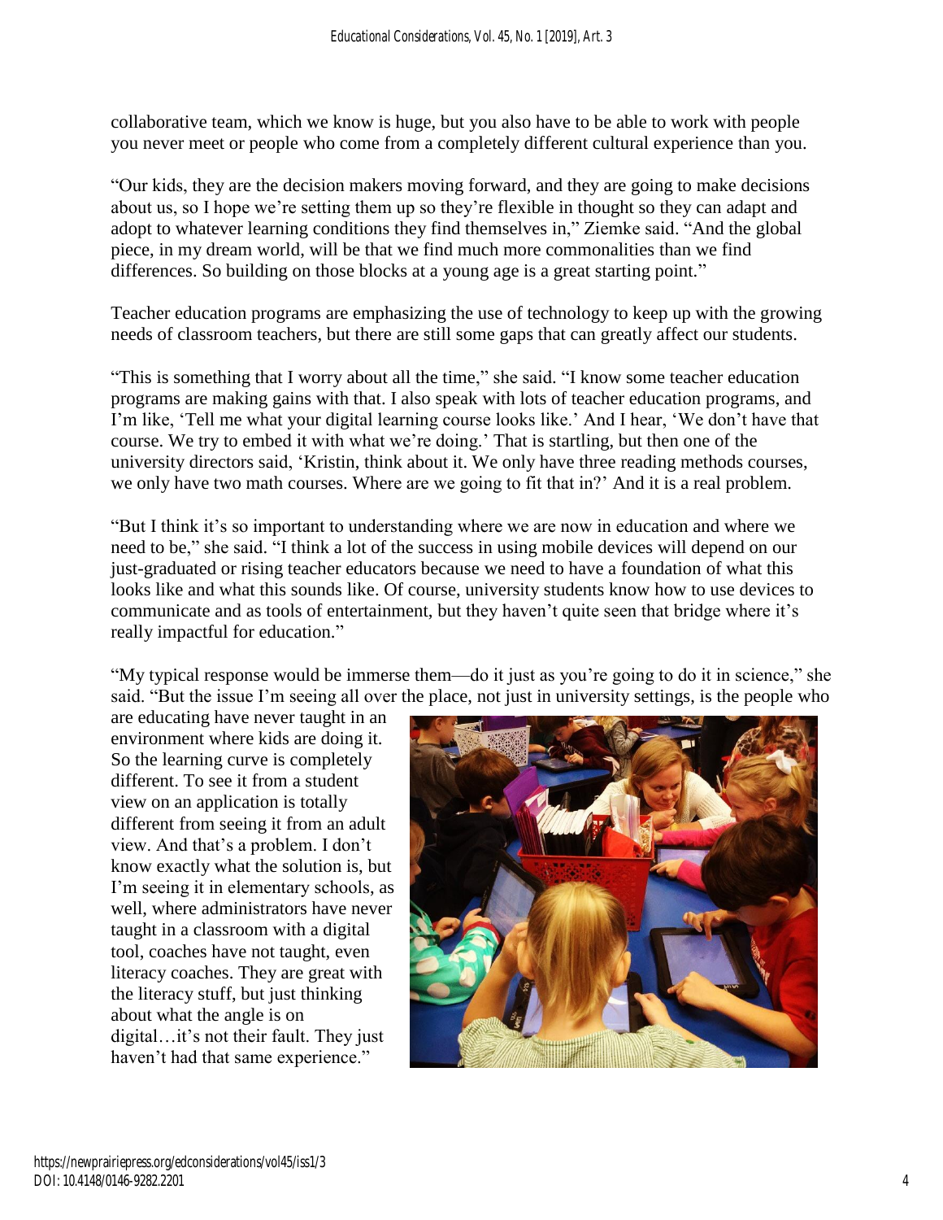collaborative team, which we know is huge, but you also have to be able to work with people you never meet or people who come from a completely different cultural experience than you.

"Our kids, they are the decision makers moving forward, and they are going to make decisions about us, so I hope we're setting them up so they're flexible in thought so they can adapt and adopt to whatever learning conditions they find themselves in," Ziemke said. "And the global piece, in my dream world, will be that we find much more commonalities than we find differences. So building on those blocks at a young age is a great starting point."

Teacher education programs are emphasizing the use of technology to keep up with the growing needs of classroom teachers, but there are still some gaps that can greatly affect our students.

"This is something that I worry about all the time," she said. "I know some teacher education programs are making gains with that. I also speak with lots of teacher education programs, and I'm like, 'Tell me what your digital learning course looks like.' And I hear, 'We don't have that course. We try to embed it with what we're doing.' That is startling, but then one of the university directors said, 'Kristin, think about it. We only have three reading methods courses, we only have two math courses. Where are we going to fit that in?' And it is a real problem.

"But I think it's so important to understanding where we are now in education and where we need to be," she said. "I think a lot of the success in using mobile devices will depend on our just-graduated or rising teacher educators because we need to have a foundation of what this looks like and what this sounds like. Of course, university students know how to use devices to communicate and as tools of entertainment, but they haven't quite seen that bridge where it's really impactful for education."

"My typical response would be immerse them—do it just as you're going to do it in science," she said. "But the issue I'm seeing all over the place, not just in university settings, is the people who are educating have never taught in an environment where kids are doing it. So the learning curve is completely different. To see it from a student view on an application is totally different from seeing it from an adult view. And that's a problem. I don't know exactly what the solution is, but I'm seeing it in elementary schools, as well, where administrators have never taught in a classroom with a digital tool, coaches have not taught, even literacy coaches. They are great with the literacy stuff, but just thinking about what the angle is on digital…it's not their fault. They just haven't had that same experience."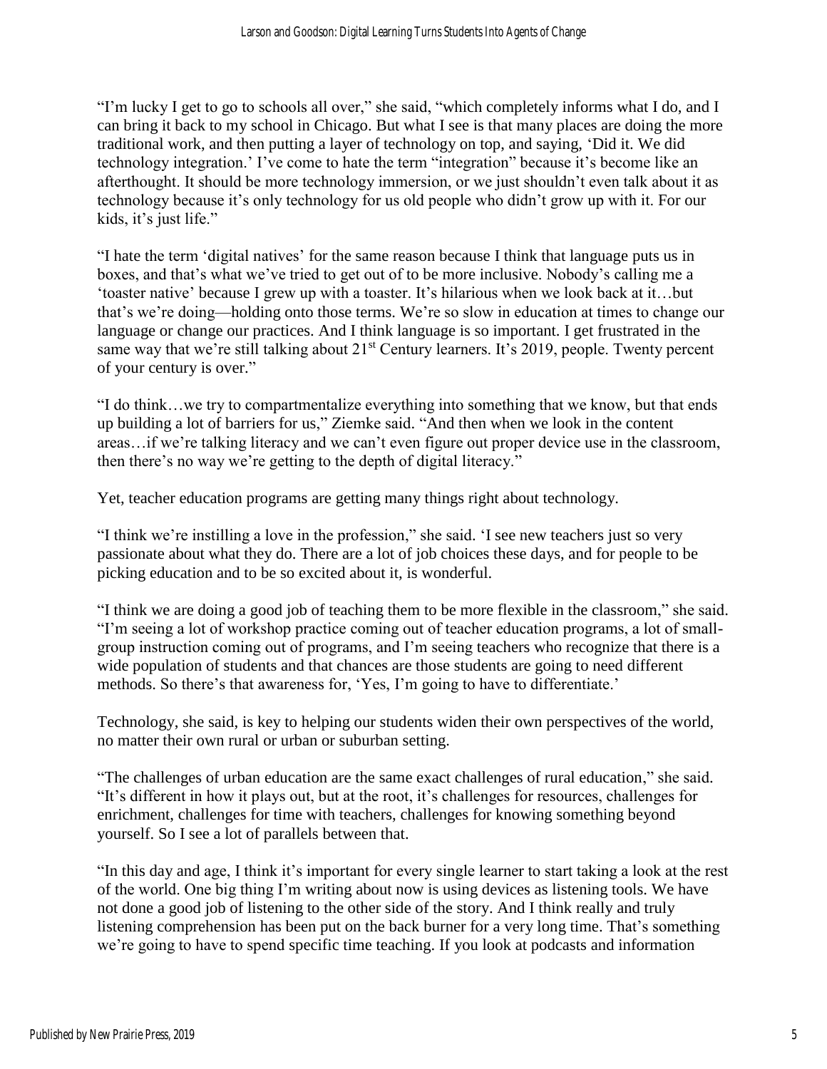"I'm lucky I get to go to schools all over," she said, "which completely informs what I do, and I can bring it back to my school in Chicago. But what I see is that many places are doing the more traditional work, and then putting a layer of technology on top, and saying, 'Did it. We did technology integration.' I've come to hate the term "integration" because it's become like an afterthought. It should be more technology immersion, or we just shouldn't even talk about it as technology because it's only technology for us old people who didn't grow up with it. For our kids, it's just life."

"I hate the term 'digital natives' for the same reason because I think that language puts us in boxes, and that's what we've tried to get out of to be more inclusive. Nobody's calling me a 'toaster native' because I grew up with a toaster. It's hilarious when we look back at it…but that's we're doing—holding onto those terms. We're so slow in education at times to change our language or change our practices. And I think language is so important. I get frustrated in the same way that we're still talking about 21st Century learners. It's 2019, people. Twenty percent of your century is over."

"I do think…we try to compartmentalize everything into something that we know, but that ends up building a lot of barriers for us," Ziemke said. "And then when we look in the content areas…if we're talking literacy and we can't even figure out proper device use in the classroom, then there's no way we're getting to the depth of digital literacy."

Yet, teacher education programs are getting many things right about technology.

"I think we're instilling a love in the profession," she said. 'I see new teachers just so very passionate about what they do. There are a lot of job choices these days, and for people to be picking education and to be so excited about it, is wonderful.

"I think we are doing a good job of teaching them to be more flexible in the classroom," she said. "I'm seeing a lot of workshop practice coming out of teacher education programs, a lot of small-group instruction coming out of programs, and I'm seeing teachers who recognize that there is a wide population of students and that chances are those students are going to need different methods. So there's that awareness for, 'Yes, I'm going to have to differentiate.'

Technology, she said, is key to helping our students widen their own perspectives of the world, no matter their own rural or urban or suburban setting.

"The challenges of urban education are the same exact challenges of rural education," she said. "It's different in how it plays out, but at the root, it's challenges for resources, challenges for enrichment, challenges for time with teachers, challenges for knowing something beyond yourself. So I see a lot of parallels between that.

"In this day and age, I think it's important for every single learner to start taking a look at the rest of the world. One big thing I'm writing about now is using devices as listening tools. We have not done a good job of listening to the other side of the story. And I think really and truly listening comprehension has been put on the back burner for a very long time. That's something we're going to have to spend specific time teaching. If you look at podcasts and information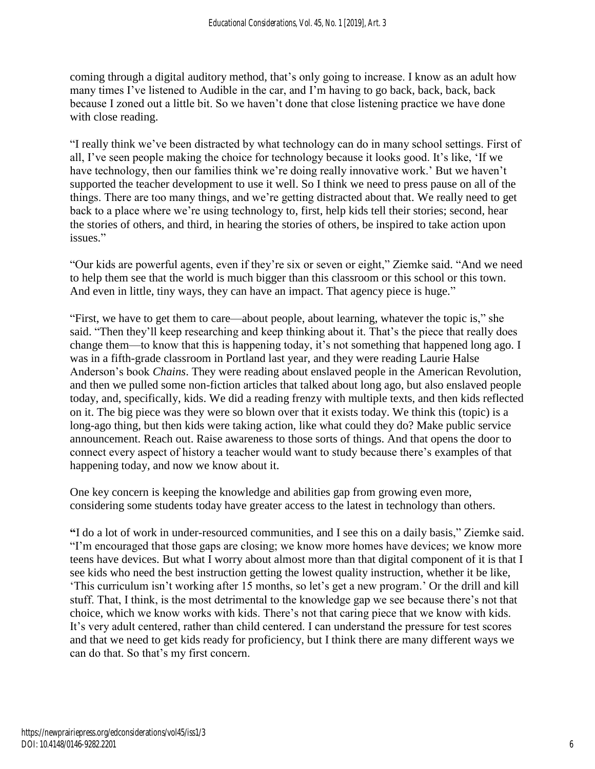coming through a digital auditory method, that's only going to increase. I know as an adult how many times I've listened to Audible in the car, and I'm having to go back, back, back, back because I zoned out a little bit. So we haven't done that close listening practice we have done with close reading.

"I really think we've been distracted by what technology can do in many school settings. First of all, I've seen people making the choice for technology because it looks good. It's like, 'If we have technology, then our families think we're doing really innovative work.' But we haven't supported the teacher development to use it well. So I think we need to press pause on all of the things. There are too many things, and we're getting distracted about that. We really need to get back to a place where we're using technology to, first, help kids tell their stories; second, hear the stories of others, and third, in hearing the stories of others, be inspired to take action upon issues."

"Our kids are powerful agents, even if they're six or seven or eight," Ziemke said. "And we need to help them see that the world is much bigger than this classroom or this school or this town. And even in little, tiny ways, they can have an impact. That agency piece is huge."

"First, we have to get them to care—about people, about learning, whatever the topic is," she said. "Then they'll keep researching and keep thinking about it. That's the piece that really does change them—to know that this is happening today, it's not something that happened long ago. I was in a fifth-grade classroom in Portland last year, and they were reading Laurie Halse Anderson's book *Chains*. They were reading about enslaved people in the American Revolution, and then we pulled some non-fiction articles that talked about long ago, but also enslaved people today, and, specifically, kids. We did a reading frenzy with multiple texts, and then kids reflected on it. The big piece was they were so blown over that it exists today. We think this (topic) is a long-ago thing, but then kids were taking action, like what could they do? Make public service announcement. Reach out. Raise awareness to those sorts of things. And that opens the door to connect every aspect of history a teacher would want to study because there's examples of that happening today, and now we know about it.

One key concern is keeping the knowledge and abilities gap from growing even more, considering some students today have greater access to the latest in technology than others.

"I do a lot of work in under-resourced communities, and I see this on a daily basis," Ziemke said. "I'm encouraged that those gaps are closing; we know more homes have devices; we know more teens have devices. But what I worry about almost more than that digital component of it is that I see kids who need the best instruction getting the lowest quality instruction, whether it be like, 'This curriculum isn't working after 15 months, so let's get a new program.' Or the drill and kill stuff. That, I think, is the most detrimental to the knowledge gap we see because there's not that choice, which we know works with kids. There's not that caring piece that we know with kids. It's very adult centered, rather than child centered. I can understand the pressure for test scores and that we need to get kids ready for proficiency, but I think there are many different ways we can do that. So that's my first concern.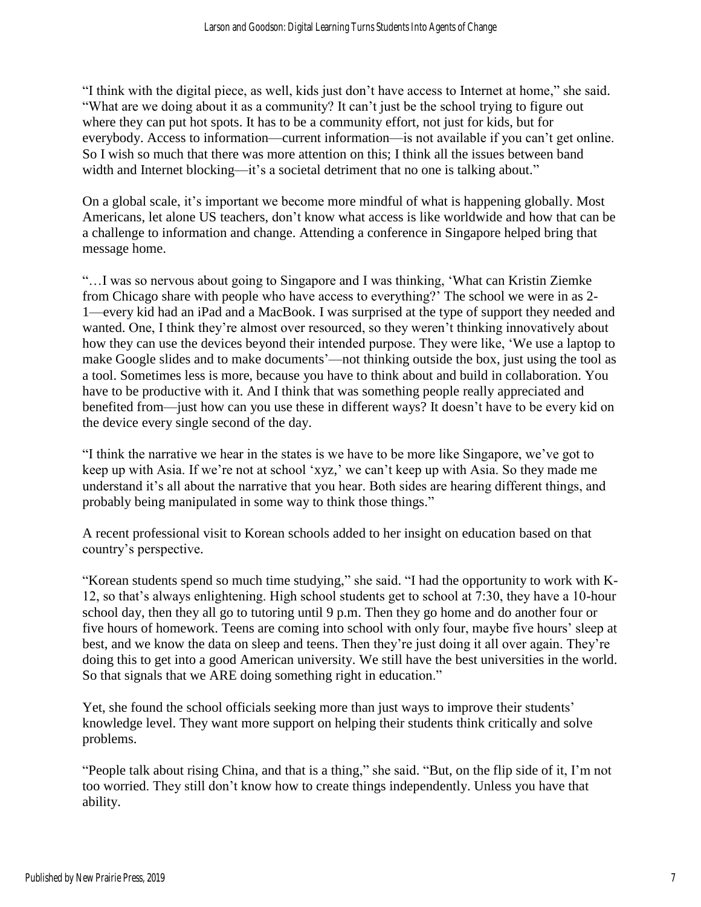"I think with the digital piece, as well, kids just don't have access to Internet at home," she said. "What are we doing about it as a community? It can't just be the school trying to figure out where they can put hot spots. It has to be a community effort, not just for kids, but for everybody. Access to information—current information—is not available if you can't get online. So I wish so much that there was more attention on this; I think all the issues between band width and Internet blocking—it's a societal detriment that no one is talking about."

On a global scale, it's important we become more mindful of what is happening globally. Most Americans, let alone US teachers, don't know what access is like worldwide and how that can be a challenge to information and change. Attending a conference in Singapore helped bring that message home.

"…I was so nervous about going to Singapore and I was thinking, 'What can Kristin Ziemke from Chicago share with people who have access to everything?' The school we were in as 2-1—every kid had an iPad and a MacBook. I was surprised at the type of support they needed and wanted. One, I think they're almost over resourced, so they weren't thinking innovatively about how they can use the devices beyond their intended purpose. They were like, 'We use a laptop to make Google slides and to make documents'—not thinking outside the box, just using the tool as a tool. Sometimes less is more, because you have to think about and build in collaboration. You have to be productive with it. And I think that was something people really appreciated and benefited from—just how can you use these in different ways? It doesn't have to be every kid on the device every single second of the day.

"I think the narrative we hear in the states is we have to be more like Singapore, we've got to keep up with Asia. If we're not at school 'xyz,' we can't keep up with Asia. So they made me understand it's all about the narrative that you hear. Both sides are hearing different things, and probably being manipulated in some way to think those things."

A recent professional visit to Korean schools added to her insight on education based on that country's perspective.

"Korean students spend so much time studying," she said. "I had the opportunity to work with K-12, so that's always enlightening. High school students get to school at 7:30, they have a 10-hour school day, then they all go to tutoring until 9 p.m. Then they go home and do another four or five hours of homework. Teens are coming into school with only four, maybe five hours' sleep at best, and we know the data on sleep and teens. Then they're just doing it all over again. They're doing this to get into a good American university. We still have the best universities in the world. So that signals that we ARE doing something right in education."

Yet, she found the school officials seeking more than just ways to improve their students' knowledge level. They want more support on helping their students think critically and solve problems.

"People talk about rising China, and that is a thing," she said. "But, on the flip side of it, I'm not too worried. They still don't know how to create things independently. Unless you have that ability.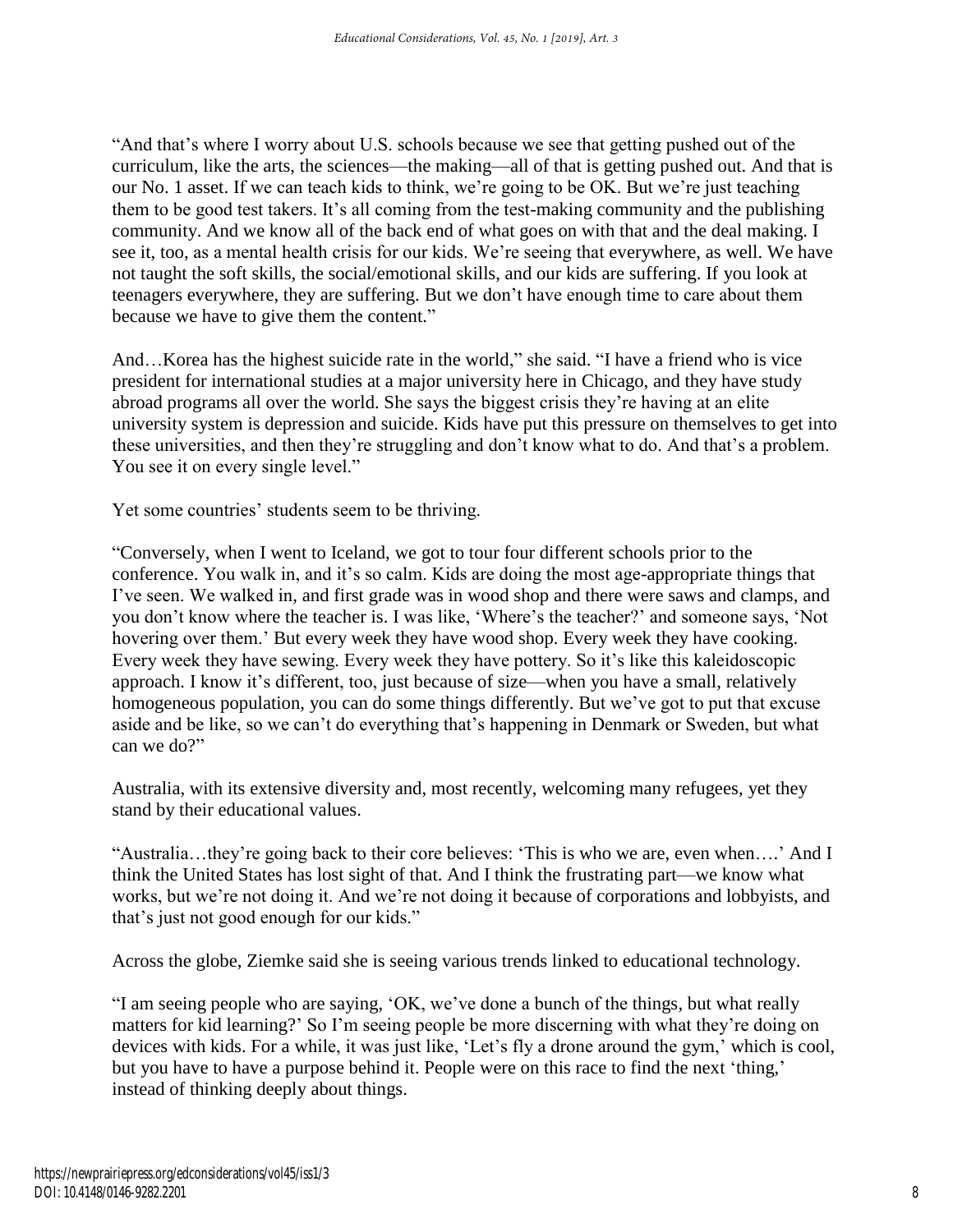"And that's where I worry about U.S. schools because we see that getting pushed out of the curriculum, like the arts, the sciences—the making—all of that is getting pushed out. And that is our No. 1 asset. If we can teach kids to think, we're going to be OK. But we're just teaching them to be good test takers. It's all coming from the test-making community and the publishing community. And we know all of the back end of what goes on with that and the deal making. I see it, too, as a mental health crisis for our kids. We're seeing that everywhere, as well. We have not taught the soft skills, the social/emotional skills, and our kids are suffering. If you look at teenagers everywhere, they are suffering. But we don't have enough time to care about them because we have to give them the content."

And…Korea has the highest suicide rate in the world," she said. "I have a friend who is vice president for international studies at a major university here in Chicago, and they have study abroad programs all over the world. She says the biggest crisis they're having at an elite university system is depression and suicide. Kids have put this pressure on themselves to get into these universities, and then they're struggling and don't know what to do. And that's a problem. You see it on every single level."

Yet some countries' students seem to be thriving.

"Conversely, when I went to Iceland, we got to tour four different schools prior to the conference. You walk in, and it's so calm. Kids are doing the most age-appropriate things that I've seen. We walked in, and first grade was in wood shop and there were saws and clamps, and you don't know where the teacher is. I was like, 'Where's the teacher?' and someone says, 'Not hovering over them.' But every week they have wood shop. Every week they have cooking. Every week they have sewing. Every week they have pottery. So it's like this kaleidoscopic approach. I know it's different, too, just because of size—when you have a small, relatively homogeneous population, you can do some things differently. But we've got to put that excuse aside and be like, so we can't do everything that's happening in Denmark or Sweden, but what can we do?"

Australia, with its extensive diversity and, most recently, welcoming many refugees, yet they stand by their educational values.

"Australia…they're going back to their core believes: 'This is who we are, even when….' And I think the United States has lost sight of that. And I think the frustrating part—we know what works, but we're not doing it. And we're not doing it because of corporations and lobbyists, and that's just not good enough for our kids."

Across the globe, Ziemke said she is seeing various trends linked to educational technology.

"I am seeing people who are saying, 'OK, we've done a bunch of the things, but what really matters for kid learning?' So I'm seeing people be more discerning with what they're doing on devices with kids. For a while, it was just like, 'Let's fly a drone around the gym,' which is cool, but you have to have a purpose behind it. People were on this race to find the next 'thing,' instead of thinking deeply about things.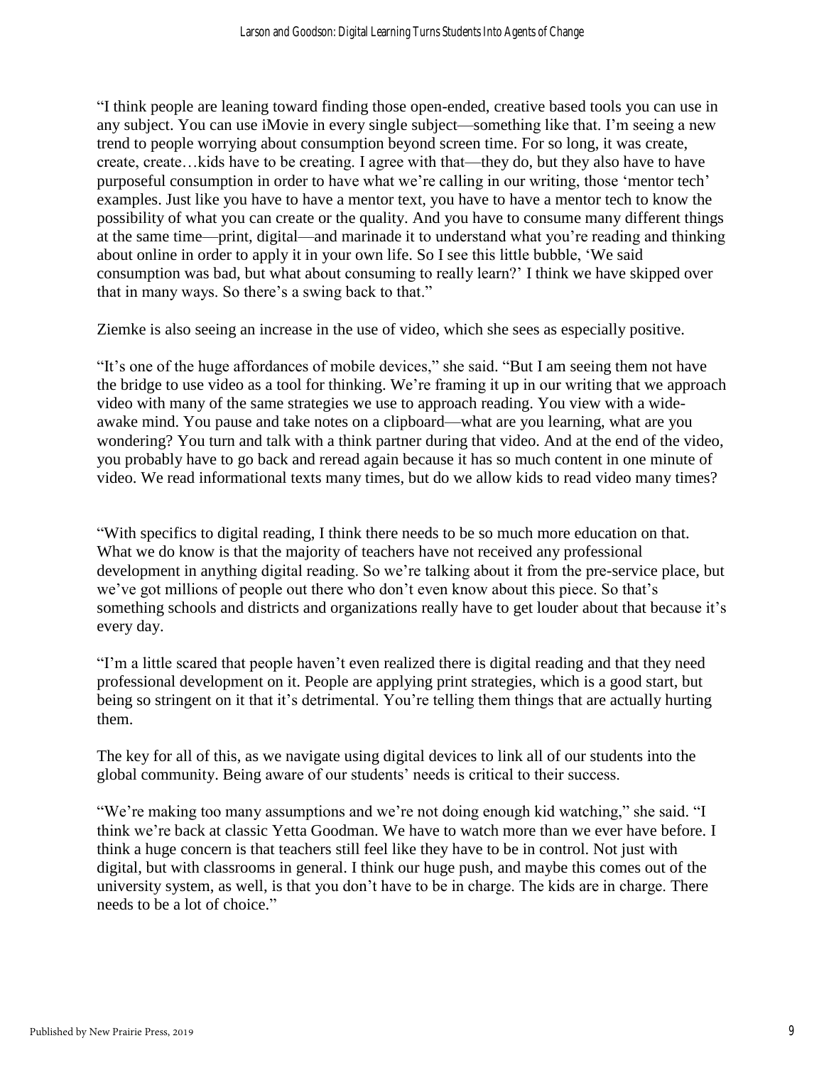"I think people are leaning toward finding those open-ended, creative based tools you can use in any subject. You can use iMovie in every single subject—something like that. I'm seeing a new trend to people worrying about consumption beyond screen time. For so long, it was create, create, create…kids have to be creating. I agree with that—they do, but they also have to have purposeful consumption in order to have what we're calling in our writing, those 'mentor tech' examples. Just like you have to have a mentor text, you have to have a mentor tech to know the possibility of what you can create or the quality. And you have to consume many different things at the same time—print, digital—and marinade it to understand what you're reading and thinking about online in order to apply it in your own life. So I see this little bubble, 'We said consumption was bad, but what about consuming to really learn?' I think we have skipped over that in many ways. So there's a swing back to that."

Ziemke is also seeing an increase in the use of video, which she sees as especially positive.

"It's one of the huge affordances of mobile devices," she said. "But I am seeing them not have the bridge to use video as a tool for thinking. We're framing it up in our writing that we approach video with many of the same strategies we use to approach reading. You view with a wide-awake mind. You pause and take notes on a clipboard—what are you learning, what are you wondering? You turn and talk with a think partner during that video. And at the end of the video, you probably have to go back and reread again because it has so much content in one minute of video. We read informational texts many times, but do we allow kids to read video many times?

"With specifics to digital reading, I think there needs to be so much more education on that. What we do know is that the majority of teachers have not received any professional development in anything digital reading. So we're talking about it from the pre-service place, but we've got millions of people out there who don't even know about this piece. So that's something schools and districts and organizations really have to get louder about that because it's every day.

"I'm a little scared that people haven't even realized there is digital reading and that they need professional development on it. People are applying print strategies, which is a good start, but being so stringent on it that it's detrimental. You're telling them things that are actually hurting them.

The key for all of this, as we navigate using digital devices to link all of our students into the global community. Being aware of our students' needs is critical to their success.

"We're making too many assumptions and we're not doing enough kid watching," she said. "I think we're back at classic Yetta Goodman. We have to watch more than we ever have before. I think a huge concern is that teachers still feel like they have to be in control. Not just with digital, but with classrooms in general. I think our huge push, and maybe this comes out of the university system, as well, is that you don't have to be in charge. The kids are in charge. There needs to be a lot of choice."